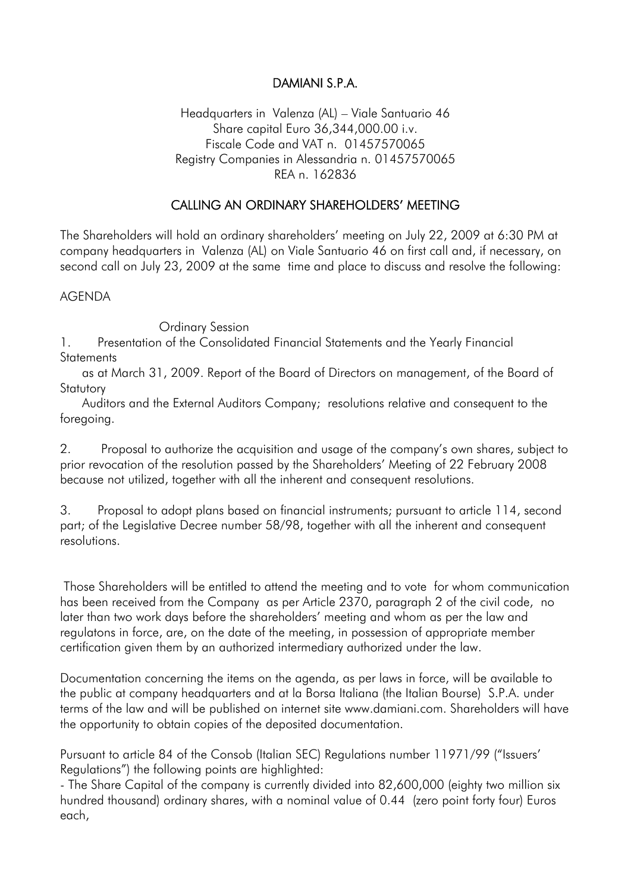# DAMIANI S.P.A.

Headquarters in Valenza (AL) – Viale Santuario 46
Share capital Euro 36,344,000.00 i.v.
Fiscale Code and VAT n. 01457570065
Registry Companies in Alessandria n. 01457570065
REA n. 162836

## CALLING AN ORDINARY SHAREHOLDERS' MEETING

The Shareholders will hold an ordinary shareholders' meeting on July 22, 2009 at 6:30 PM at company headquarters in Valenza (AL) on Viale Santuario 46 on first call and, if necessary, on second call on July 23, 2009 at the same time and place to discuss and resolve the following:

AGENDA

Ordinary Session

1. Presentation of the Consolidated Financial Statements and the Yearly Financial Statements as at March 31, 2009. Report of the Board of Directors on management, of the Board of Statutory Auditors and the External Auditors Company; resolutions relative and consequent to the foregoing.

2. Proposal to authorize the acquisition and usage of the company's own shares, subject to prior revocation of the resolution passed by the Shareholders' Meeting of 22 February 2008 because not utilized, together with all the inherent and consequent resolutions.

3. Proposal to adopt plans based on financial instruments; pursuant to article 114, second part; of the Legislative Decree number 58/98, together with all the inherent and consequent resolutions.

Those Shareholders will be entitled to attend the meeting and to vote for whom communication has been received from the Company as per Article 2370, paragraph 2 of the civil code, no later than two work days before the shareholders' meeting and whom as per the law and regulatons in force, are, on the date of the meeting, in possession of appropriate member certification given them by an authorized intermediary authorized under the law.

Documentation concerning the items on the agenda, as per laws in force, will be available to the public at company headquarters and at la Borsa Italiana (the Italian Bourse) S.P.A. under terms of the law and will be published on internet site www.damiani.com. Shareholders will have the opportunity to obtain copies of the deposited documentation.

Pursuant to article 84 of the Consob (Italian SEC) Regulations number 11971/99 ("Issuers' Regulations") the following points are highlighted:

- The Share Capital of the company is currently divided into 82,600,000 (eighty two million six hundred thousand) ordinary shares, with a nominal value of 0.44 (zero point forty four) Euros each,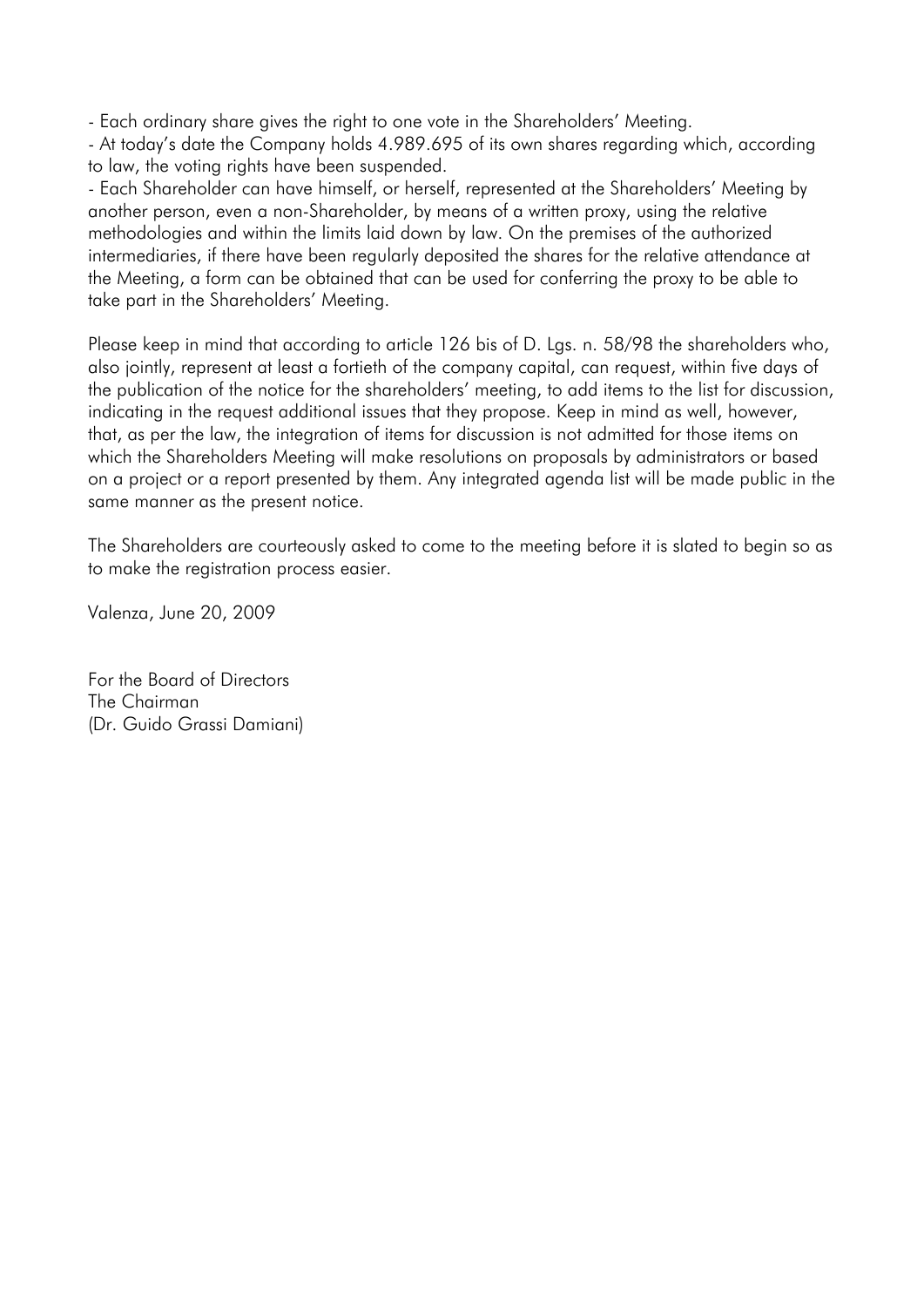- Each ordinary share gives the right to one vote in the Shareholders' Meeting.
- At today's date the Company holds 4.989.695 of its own shares regarding which, according to law, the voting rights have been suspended.
- Each Shareholder can have himself, or herself, represented at the Shareholders' Meeting by another person, even a non-Shareholder, by means of a written proxy, using the relative methodologies and within the limits laid down by law. On the premises of the authorized intermediaries, if there have been regularly deposited the shares for the relative attendance at the Meeting, a form can be obtained that can be used for conferring the proxy to be able to take part in the Shareholders' Meeting.

Please keep in mind that according to article 126 bis of D. Lgs. n. 58/98 the shareholders who, also jointly, represent at least a fortieth of the company capital, can request, within five days of the publication of the notice for the shareholders' meeting, to add items to the list for discussion, indicating in the request additional issues that they propose. Keep in mind as well, however, that, as per the law, the integration of items for discussion is not admitted for those items on which the Shareholders Meeting will make resolutions on proposals by administrators or based on a project or a report presented by them. Any integrated agenda list will be made public in the same manner as the present notice.

The Shareholders are courteously asked to come to the meeting before it is slated to begin so as to make the registration process easier.

Valenza, June 20, 2009

For the Board of Directors
The Chairman
(Dr. Guido Grassi Damiani)